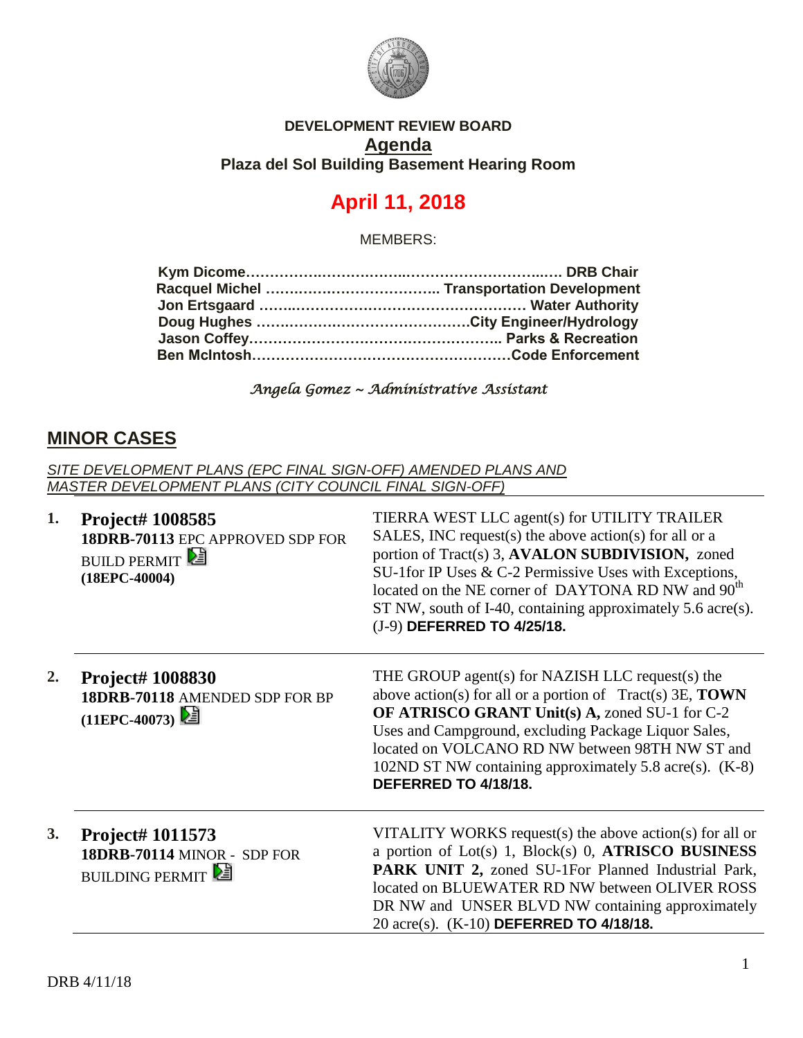**DEVELOPMENT REVIEW BOARD**

**Agenda**

**Plaza del Sol Building Basement Hearing Room**

# April 11, 2018

MEMBERS:

**Kym Dicome……………………………………………………… DRB Chair**
**Racquel Michel ……………………………… Transportation Development**
**Jon Ertsgaard ……………………………………………… Water Authority**
**Doug Hughes ………………………………………City Engineer/Hydrology**
**Jason Coffey……………………………………………… Parks & Recreation**
**Ben McIntosh………………………………………………Code Enforcement**

*Angela Gomez ~ Administrative Assistant*

## MINOR CASES

*SITE DEVELOPMENT PLANS (EPC FINAL SIGN-OFF) AMENDED PLANS AND MASTER DEVELOPMENT PLANS (CITY COUNCIL FINAL SIGN-OFF)*

| | | |
|---|---|---|
| **1.** | **Project# 1008585**<br>**18DRB-70113** EPC APPROVED SDP FOR BUILD PERMIT<br>**(18EPC-40004)** | TIERRA WEST LLC agent(s) for UTILITY TRAILER SALES, INC request(s) the above action(s) for all or a portion of Tract(s) 3, **AVALON SUBDIVISION,** zoned SU-1for IP Uses & C-2 Permissive Uses with Exceptions, located on the NE corner of DAYTONA RD NW and 90th ST NW, south of I-40, containing approximately 5.6 acre(s). (J-9) **DEFERRED TO 4/25/18.** |
| **2.** | **Project# 1008830**<br>**18DRB-70118** AMENDED SDP FOR BP<br>**(11EPC-40073)** | THE GROUP agent(s) for NAZISH LLC request(s) the above action(s) for all or a portion of Tract(s) 3E, **TOWN OF ATRISCO GRANT Unit(s) A,** zoned SU-1 for C-2 Uses and Campground, excluding Package Liquor Sales, located on VOLCANO RD NW between 98TH NW ST and 102ND ST NW containing approximately 5.8 acre(s). (K-8) **DEFERRED TO 4/18/18.** |
| **3.** | **Project# 1011573**<br>**18DRB-70114** MINOR - SDP FOR BUILDING PERMIT | VITALITY WORKS request(s) the above action(s) for all or a portion of Lot(s) 1, Block(s) 0, **ATRISCO BUSINESS PARK UNIT 2,** zoned SU-1For Planned Industrial Park, located on BLUEWATER RD NW between OLIVER ROSS DR NW and UNSER BLVD NW containing approximately 20 acre(s). (K-10) **DEFERRED TO 4/18/18.** |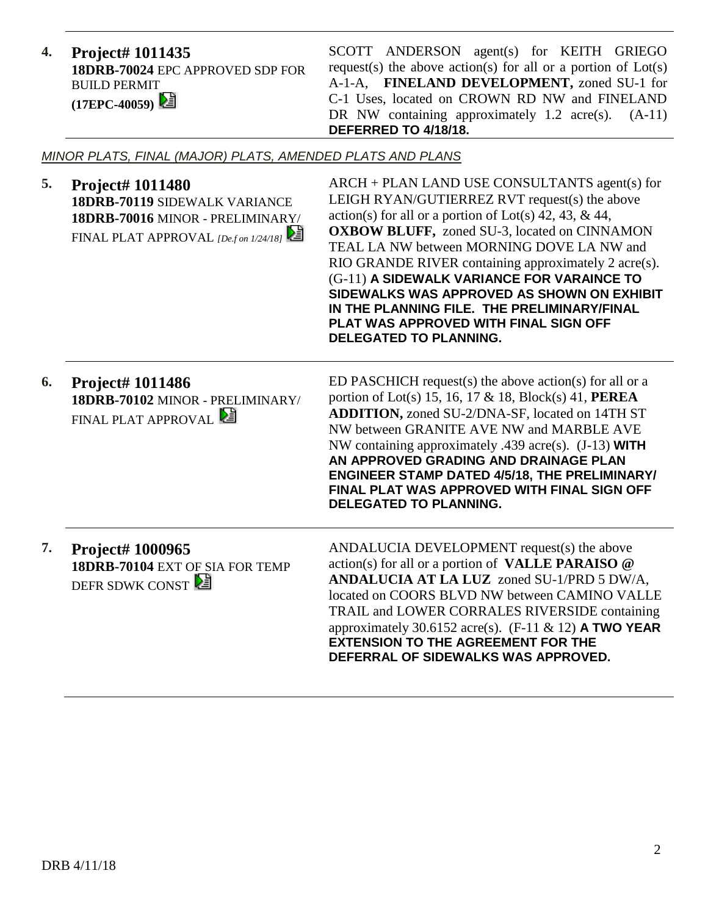**4. Project# 1011435**
**18DRB-70024** EPC APPROVED SDP FOR BUILD PERMIT
**(17EPC-40059)**

SCOTT ANDERSON agent(s) for KEITH GRIEGO request(s) the above action(s) for all or a portion of Lot(s) A-1-A, **FINELAND DEVELOPMENT,** zoned SU-1 for C-1 Uses, located on CROWN RD NW and FINELAND DR NW containing approximately 1.2 acre(s). (A-11) **DEFERRED TO 4/18/18.**

*MINOR PLATS, FINAL (MAJOR) PLATS, AMENDED PLATS AND PLANS*

**5. Project# 1011480**
**18DRB-70119** SIDEWALK VARIANCE
**18DRB-70016** MINOR - PRELIMINARY/ FINAL PLAT APPROVAL *[De.f on 1/24/18]*

ARCH + PLAN LAND USE CONSULTANTS agent(s) for LEIGH RYAN/GUTIERREZ RVT request(s) the above action(s) for all or a portion of Lot(s) 42, 43, & 44, **OXBOW BLUFF,** zoned SU-3, located on CINNAMON TEAL LA NW between MORNING DOVE LA NW and RIO GRANDE RIVER containing approximately 2 acre(s). (G-11) **A SIDEWALK VARIANCE FOR VARAINCE TO SIDEWALKS WAS APPROVED AS SHOWN ON EXHIBIT IN THE PLANNING FILE. THE PRELIMINARY/FINAL PLAT WAS APPROVED WITH FINAL SIGN OFF DELEGATED TO PLANNING.**

**6. Project# 1011486**
**18DRB-70102** MINOR - PRELIMINARY/ FINAL PLAT APPROVAL

ED PASCHICH request(s) the above action(s) for all or a portion of Lot(s) 15, 16, 17 & 18, Block(s) 41, **PEREA ADDITION,** zoned SU-2/DNA-SF, located on 14TH ST NW between GRANITE AVE NW and MARBLE AVE NW containing approximately .439 acre(s). (J-13) **WITH AN APPROVED GRADING AND DRAINAGE PLAN ENGINEER STAMP DATED 4/5/18, THE PRELIMINARY/ FINAL PLAT WAS APPROVED WITH FINAL SIGN OFF DELEGATED TO PLANNING.**

**7. Project# 1000965**
**18DRB-70104** EXT OF SIA FOR TEMP DEFR SDWK CONST

ANDALUCIA DEVELOPMENT request(s) the above action(s) for all or a portion of **VALLE PARAISO @ ANDALUCIA AT LA LUZ** zoned SU-1/PRD 5 DW/A, located on COORS BLVD NW between CAMINO VALLE TRAIL and LOWER CORRALES RIVERSIDE containing approximately 30.6152 acre(s). (F-11 & 12) **A TWO YEAR EXTENSION TO THE AGREEMENT FOR THE DEFERRAL OF SIDEWALKS WAS APPROVED.**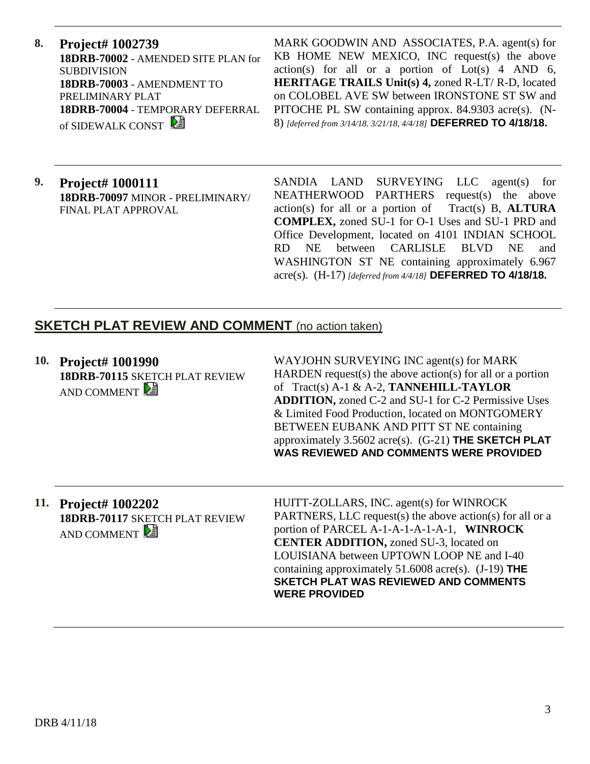**8. Project# 1002739**
**18DRB-70002** - AMENDED SITE PLAN for SUBDIVISION
**18DRB-70003** - AMENDMENT TO PRELIMINARY PLAT
**18DRB-70004** - TEMPORARY DEFERRAL of SIDEWALK CONST

MARK GOODWIN AND ASSOCIATES, P.A. agent(s) for KB HOME NEW MEXICO, INC request(s) the above action(s) for all or a portion of Lot(s) 4 AND 6, **HERITAGE TRAILS Unit(s) 4,** zoned R-LT/ R-D, located on COLOBEL AVE SW between IRONSTONE ST SW and PITOCHE PL SW containing approx. 84.9303 acre(s). (N-8) *[deferred from 3/14/18. 3/21/18, 4/4/18]* **DEFERRED TO 4/18/18.**

---

**9. Project# 1000111**
**18DRB-70097** MINOR - PRELIMINARY/ FINAL PLAT APPROVAL

SANDIA LAND SURVEYING LLC agent(s) for NEATHERWOOD PARTHERS request(s) the above action(s) for all or a portion of Tract(s) B, **ALTURA COMPLEX,** zoned SU-1 for O-1 Uses and SU-1 PRD and Office Development, located on 4101 INDIAN SCHOOL RD NE between CARLISLE BLVD NE and WASHINGTON ST NE containing approximately 6.967 acre(s). (H-17) *[deferred from 4/4/18]* **DEFERRED TO 4/18/18.**

---

## SKETCH PLAT REVIEW AND COMMENT (no action taken)

**10. Project# 1001990**
**18DRB-70115** SKETCH PLAT REVIEW AND COMMENT

WAYJOHN SURVEYING INC agent(s) for MARK HARDEN request(s) the above action(s) for all or a portion of Tract(s) A-1 & A-2, **TANNEHILL-TAYLOR ADDITION,** zoned C-2 and SU-1 for C-2 Permissive Uses & Limited Food Production, located on MONTGOMERY BETWEEN EUBANK AND PITT ST NE containing approximately 3.5602 acre(s). (G-21) **THE SKETCH PLAT WAS REVIEWED AND COMMENTS WERE PROVIDED**

---

**11. Project# 1002202**
**18DRB-70117** SKETCH PLAT REVIEW AND COMMENT

HUITT-ZOLLARS, INC. agent(s) for WINROCK PARTNERS, LLC request(s) the above action(s) for all or a portion of PARCEL A-1-A-1-A-1-A-1, **WINROCK CENTER ADDITION,** zoned SU-3, located on LOUISIANA between UPTOWN LOOP NE and I-40 containing approximately 51.6008 acre(s). (J-19) **THE SKETCH PLAT WAS REVIEWED AND COMMENTS WERE PROVIDED**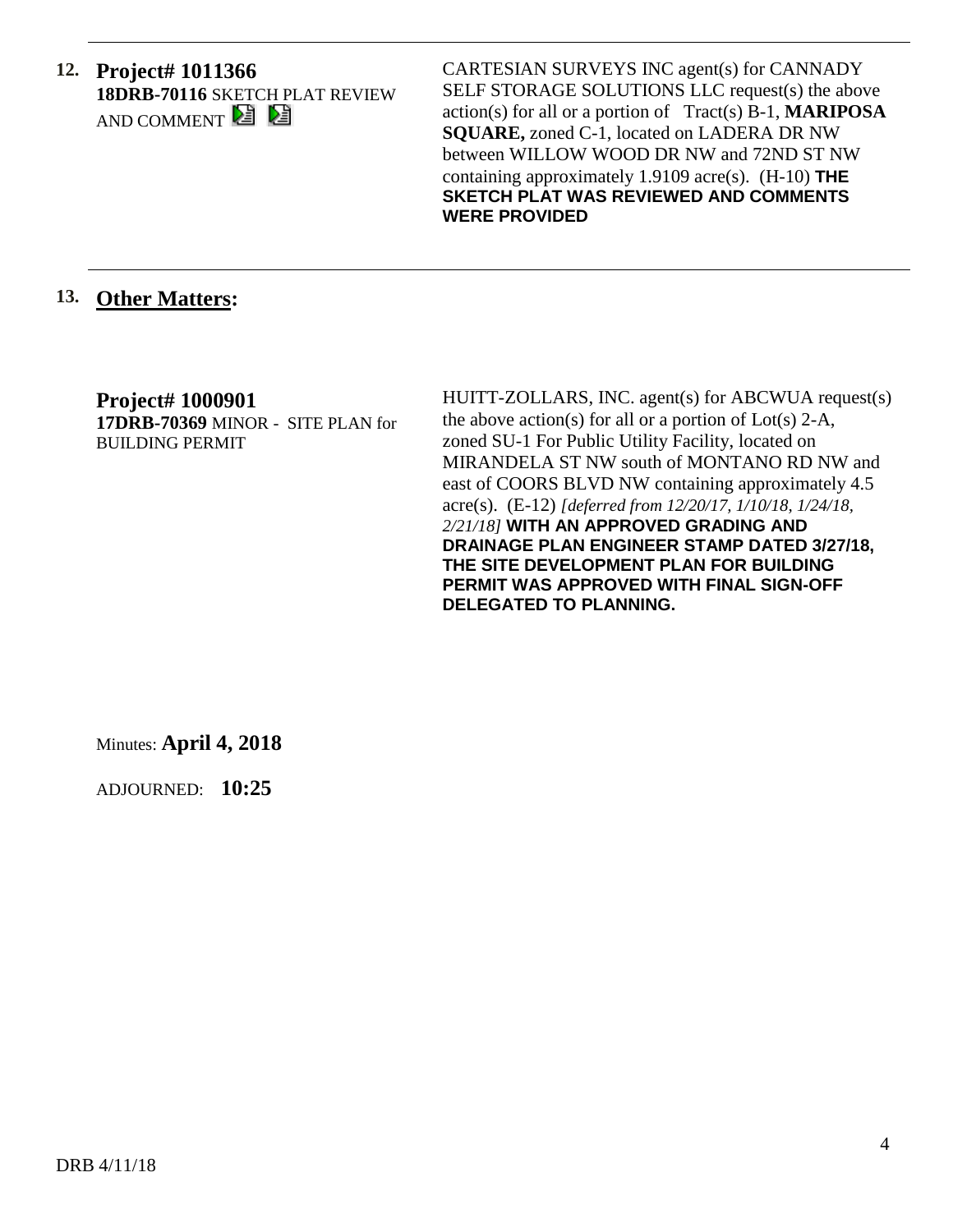**12. Project# 1011366**
**18DRB-70116** SKETCH PLAT REVIEW AND COMMENT

CARTESIAN SURVEYS INC agent(s) for CANNADY SELF STORAGE SOLUTIONS LLC request(s) the above action(s) for all or a portion of Tract(s) B-1, **MARIPOSA SQUARE,** zoned C-1, located on LADERA DR NW between WILLOW WOOD DR NW and 72ND ST NW containing approximately 1.9109 acre(s). (H-10) **THE SKETCH PLAT WAS REVIEWED AND COMMENTS WERE PROVIDED**

---

**13. Other Matters:**

**Project# 1000901**
**17DRB-70369** MINOR - SITE PLAN for BUILDING PERMIT

HUITT-ZOLLARS, INC. agent(s) for ABCWUA request(s) the above action(s) for all or a portion of Lot(s) 2-A, zoned SU-1 For Public Utility Facility, located on MIRANDELA ST NW south of MONTANO RD NW and east of COORS BLVD NW containing approximately 4.5 acre(s). (E-12) *[deferred from 12/20/17, 1/10/18, 1/24/18, 2/21/18]* **WITH AN APPROVED GRADING AND DRAINAGE PLAN ENGINEER STAMP DATED 3/27/18, THE SITE DEVELOPMENT PLAN FOR BUILDING PERMIT WAS APPROVED WITH FINAL SIGN-OFF DELEGATED TO PLANNING.**

Minutes: **April 4, 2018**

ADJOURNED: **10:25**